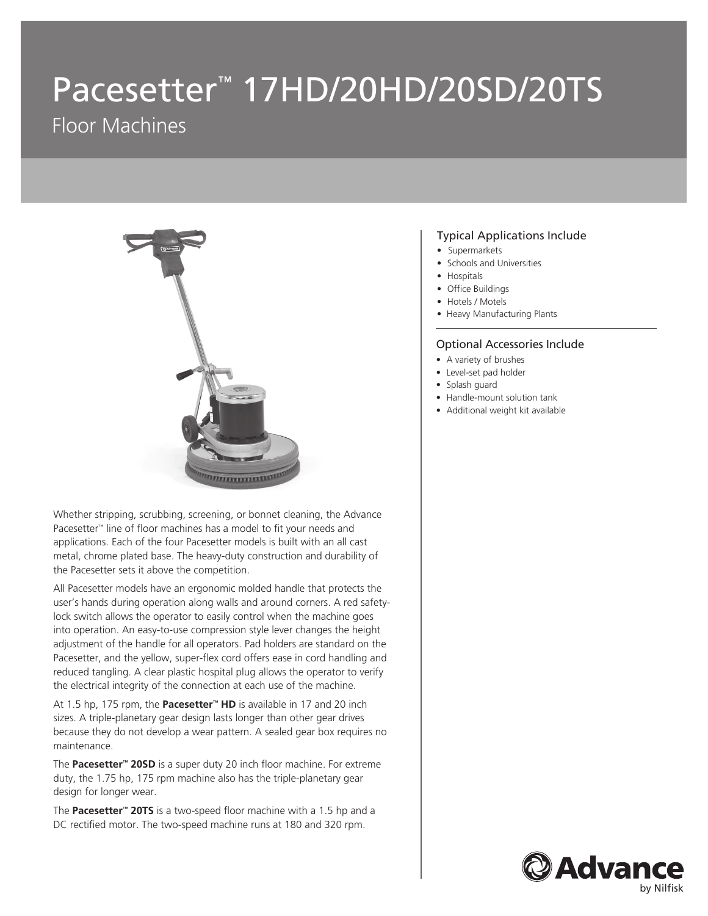# Pacesetter™ 17HD/20HD/20SD/20TS

## Floor Machines

Whether stripping, scrubbing, screening, or bonnet cleaning, the Advance Pacesetter™ line of floor machines has a model to fit your needs and applications. Each of the four Pacesetter models is built with an all cast metal, chrome plated base. The heavy-duty construction and durability of the Pacesetter sets it above the competition.

All Pacesetter models have an ergonomic molded handle that protects the user's hands during operation along walls and around corners. A red safety-lock switch allows the operator to easily control when the machine goes into operation. An easy-to-use compression style lever changes the height adjustment of the handle for all operators. Pad holders are standard on the Pacesetter, and the yellow, super-flex cord offers ease in cord handling and reduced tangling. A clear plastic hospital plug allows the operator to verify the electrical integrity of the connection at each use of the machine.

At 1.5 hp, 175 rpm, the **Pacesetter™ HD** is available in 17 and 20 inch sizes. A triple-planetary gear design lasts longer than other gear drives because they do not develop a wear pattern. A sealed gear box requires no maintenance.

The **Pacesetter™ 20SD** is a super duty 20 inch floor machine. For extreme duty, the 1.75 hp, 175 rpm machine also has the triple-planetary gear design for longer wear.

The **Pacesetter™ 20TS** is a two-speed floor machine with a 1.5 hp and a DC rectified motor. The two-speed machine runs at 180 and 320 rpm.

### Typical Applications Include

- Supermarkets
- Schools and Universities
- Hospitals
- Office Buildings
- Hotels / Motels
- Heavy Manufacturing Plants

### Optional Accessories Include

- A variety of brushes
- Level-set pad holder
- Splash guard
- Handle-mount solution tank
- Additional weight kit available

Advance by Nilfisk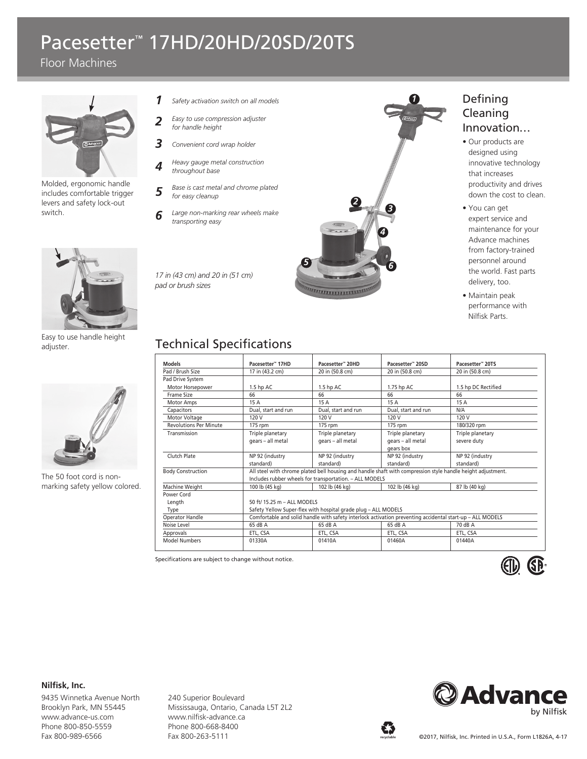# Pacesetter™ 17HD/20HD/20SD/20TS

Floor Machines

Molded, ergonomic handle includes comfortable trigger levers and safety lock-out switch.

Easy to use handle height adjuster.

The 50 foot cord is non-marking safety yellow colored.

1. *Safety activation switch on all models*
2. *Easy to use compression adjuster for handle height*
3. *Convenient cord wrap holder*
4. *Heavy gauge metal construction throughout base*
5. *Base is cast metal and chrome plated for easy cleanup*
6. *Large non-marking rear wheels make transporting easy*

*17 in (43 cm) and 20 in (51 cm) pad or brush sizes*

## Defining Cleaning Innovation…

- Our products are designed using innovative technology that increases productivity and drives down the cost to clean.
- You can get expert service and maintenance for your Advance machines from factory-trained personnel around the world. Fast parts delivery, too.
- Maintain peak performance with Nilfisk Parts.

## Technical Specifications

| Models | Pacesetter™ 17HD | Pacesetter™ 20HD | Pacesetter™ 20SD | Pacesetter™ 20TS |
|---|---|---|---|---|
| Pad / Brush Size | 17 in (43.2 cm) | 20 in (50.8 cm) | 20 in (50.8 cm) | 20 in (50.8 cm) |
| Pad Drive System | | | | |
| Motor Horsepower | 1.5 hp AC | 1.5 hp AC | 1.75 hp AC | 1.5 hp DC Rectified |
| Frame Size | 66 | 66 | 66 | 66 |
| Motor Amps | 15 A | 15 A | 15 A | 15 A |
| Capacitors | Dual, start and run | Dual, start and run | Dual, start and run | N/A |
| Motor Voltage | 120 V | 120 V | 120 V | 120 V |
| Revolutions Per Minute | 175 rpm | 175 rpm | 175 rpm | 180/320 rpm |
| Transmission | Triple planetary gears – all metal | Triple planetary gears – all metal | Triple planetary gears – all metal gears box | Triple planetary severe duty |
| Clutch Plate | NP 92 (industry standard) | NP 92 (industry standard) | NP 92 (industry standard) | NP 92 (industry standard) |
| Body Construction | All steel with chrome plated bell housing and handle shaft with compression style handle height adjustment. Includes rubber wheels for transportation. – ALL MODELS | | | |
| Machine Weight | 100 lb (45 kg) | 102 lb (46 kg) | 102 lb (46 kg) | 87 lb (40 kg) |
| Power Cord | | | | |
| Length | 50 ft/ 15.25 m – ALL MODELS | | | |
| Type | Safety Yellow Super-flex with hospital grade plug – ALL MODELS | | | |
| Operator Handle | Comfortable and solid handle with safety interlock activation preventing accidental start-up – ALL MODELS | | | |
| Noise Level | 65 dB A | 65 dB A | 65 dB A | 70 dB A |
| Approvals | ETL, CSA | ETL, CSA | ETL, CSA | ETL, CSA |
| Model Numbers | 01330A | 01410A | 01460A | 01440A |

Specifications are subject to change without notice.

**Nilfisk, Inc.**

9435 Winnetka Avenue North
Brooklyn Park, MN 55445
www.advance-us.com
Phone 800-850-5559
Fax 800-989-6566

240 Superior Boulevard
Mississauga, Ontario, Canada L5T 2L2
www.nilfisk-advance.ca
Phone 800-668-8400
Fax 800-263-5111

Advance by Nilfisk

©2017, Nilfisk, Inc. Printed in U.S.A., Form L1826A, 4-17